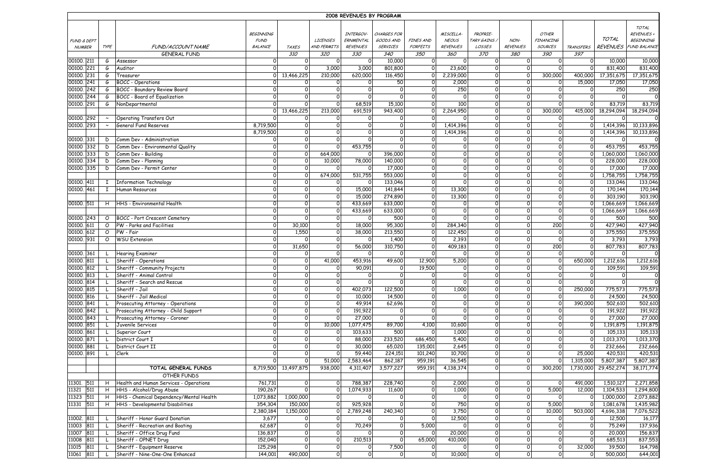# 2008 REVENUES BY PROGRAM

| FUND & DEPT NUMBER | | TYPE | FUND/ACCOUNT NAME | BEGINNING FUND BALANCE | TAXES | LICENSES AND PERMITS | INTERGOV-ERNMENTAL REVENUES | CHARGES FOR GOODS AND SERVICES | FINES AND FORFEITS | MISCELLA-NEOUS REVENUES | PROPRIE-TARY GAINS / LOSSES | NON-REVENUES | OTHER FINANCING SOURCES | TRANSFERS | TOTAL REVENUES | TOTAL REVENUES + BEGINNING FUND BALANCE |
|---|---|---|---|---|---|---|---|---|---|---|---|---|---|---|---|---|
| | | | GENERAL FUND | | 310 | 320 | 330 | 340 | 350 | 360 | 370 | 380 | 390 | 397 | | |
| 00100. | 211 | G | Assessor | 0 | 0 | 0 | 0 | 10,000 | 0 | 0 | 0 | 0 | 0 | 0 | 10,000 | 10,000 |
| 00100. | 221 | G | Auditor | 0 | 0 | 3,000 | 3,000 | 801,800 | 0 | 23,600 | 0 | 0 | 0 | 0 | 831,400 | 831,400 |
| 00100. | 231 | G | Treasurer | 0 | 13,466,225 | 210,000 | 620,000 | 116,450 | 0 | 2,239,000 | 0 | 0 | 300,000 | 400,000 | 17,351,675 | 17,351,675 |
| 00100. | 241 | G | BOCC - Operations | 0 | 0 | 0 | 0 | 50 | 0 | 2,000 | 0 | 0 | 0 | 15,000 | 17,050 | 17,050 |
| 00100. | 242 | G | BOCC - Boundary Review Board | 0 | 0 | 0 | 0 | 0 | 0 | 250 | 0 | 0 | 0 | 0 | 250 | 250 |
| 00100. | 244 | G | BOCC - Board of Equalization | 0 | 0 | 0 | 0 | 0 | 0 | 0 | 0 | 0 | 0 | 0 | 0 | 0 |
| 00100. | 291 | G | NonDepartmental | 0 | 0 | 0 | 68,519 | 15,100 | 0 | 100 | 0 | 0 | 0 | 0 | 83,719 | 83,719 |
| | | | | 0 | 13,466,225 | 213,000 | 691,519 | 943,400 | 0 | 2,264,950 | 0 | 0 | 300,000 | 415,000 | 18,294,094 | 18,294,094 |
| 00100. | 292 | ~ | Operating Transfers Out | 0 | 0 | 0 | 0 | 0 | 0 | 0 | 0 | 0 | 0 | 0 | 0 | 0 |
| 00100. | 293 | ~ | General Fund Reserves | 8,719,500 | 0 | 0 | 0 | 0 | 0 | 1,414,396 | 0 | 0 | 0 | 0 | 1,414,396 | 10,133,896 |
| | | | | 8,719,500 | 0 | 0 | 0 | 0 | 0 | 1,414,396 | 0 | 0 | 0 | 0 | 1,414,396 | 10,133,896 |
| 00100. | 331 | D | Comm Dev - Administration | 0 | 0 | 0 | 0 | 0 | 0 | 0 | 0 | 0 | 0 | 0 | 0 | 0 |
| 00100 | 332 | D | Comm Dev - Environmental Quality | 0 | 0 | 0 | 453,755 | 0 | 0 | 0 | 0 | 0 | 0 | 0 | 453,755 | 453,755 |
| 00100. | 333 | D | Comm Dev - Building | 0 | 0 | 664,000 | 0 | 396,000 | 0 | 0 | 0 | 0 | 0 | 0 | 1,060,000 | 1,060,000 |
| 00100. | 334 | D | Comm Dev - Planning | 0 | 0 | 10,000 | 78,000 | 140,000 | 0 | 0 | 0 | 0 | 0 | 0 | 228,000 | 228,000 |
| 00100. | 335 | D | Comm Dev - Permit Center | 0 | 0 | 0 | 0 | 17,000 | 0 | 0 | 0 | 0 | 0 | 0 | 17,000 | 17,000 |
| | | | | 0 | 0 | 674,000 | 531,755 | 553,000 | 0 | 0 | 0 | 0 | 0 | 0 | 1,758,755 | 1,758,755 |
| 00100. | 411 | I | Information Technology | 0 | 0 | 0 | 0 | 133,046 | 0 | 0 | 0 | 0 | 0 | 0 | 133,046 | 133,046 |
| 00100. | 461 | I | Human Resources | 0 | 0 | 0 | 15,000 | 141,844 | 0 | 13,300 | 0 | 0 | 0 | 0 | 170,144 | 170,144 |
| | | | | 0 | 0 | 0 | 15,000 | 274,890 | 0 | 13,300 | 0 | 0 | 0 | 0 | 303,190 | 303,190 |
| 00100. | 511 | H | HHS - Environmental Health | 0 | 0 | 0 | 433,669 | 633,000 | 0 | 0 | 0 | 0 | 0 | 0 | 1,066,669 | 1,066,669 |
| | | | | 0 | 0 | 0 | 433,669 | 633,000 | 0 | 0 | 0 | 0 | 0 | 0 | 1,066,669 | 1,066,669 |
| 00100. | 243 | O | BOCC - Port Crescent Cemetery | 0 | 0 | 0 | 0 | 500 | 0 | 0 | 0 | 0 | 0 | 0 | 500 | 500 |
| 00100. | 611 | O | PW - Parks and Facilities | 0 | 30,100 | 0 | 18,000 | 95,300 | 0 | 284,340 | 0 | 0 | 200 | 0 | 427,940 | 427,940 |
| 00100. | 612 | O | PW - Fair | 0 | 1,550 | 0 | 38,000 | 213,550 | 0 | 122,450 | 0 | 0 | 0 | 0 | 375,550 | 375,550 |
| 00100. | 931 | O | WSU Extension | 0 | 0 | 0 | 0 | 1,400 | 0 | 2,393 | 0 | 0 | 0 | 0 | 3,793 | 3,793 |
| | | | | 0 | 31,650 | 0 | 56,000 | 310,750 | 0 | 409,183 | 0 | 0 | 200 | 0 | 807,783 | 807,783 |
| 00100. | 361 | L | Hearing Examiner | 0 | 0 | 0 | 0 | 0 | 0 | 0 | 0 | 0 | 0 | 0 | 0 | 0 |
| 00100. | 811 | L | Sheriff - Operations | 0 | 0 | 41,000 | 453,916 | 49,600 | 12,900 | 5,200 | 0 | 0 | 0 | 650,000 | 1,212,616 | 1,212,616 |
| 00100. | 812 | L | Sheriff - Community Projects | 0 | 0 | 0 | 90,091 | 0 | 19,500 | 0 | 0 | 0 | 0 | 0 | 109,591 | 109,591 |
| 00100. | 813 | L | Sheriff - Animal Control | 0 | 0 | 0 | 0 | 0 | 0 | 0 | 0 | 0 | 0 | 0 | 0 | 0 |
| 00100. | 814 | L | Sheriff - Search and Rescue | 0 | 0 | 0 | 0 | 0 | 0 | 0 | 0 | 0 | 0 | 0 | 0 | 0 |
| 00100. | 815 | L | Sheriff - Jail | 0 | 0 | 0 | 402,073 | 122,500 | 0 | 1,000 | 0 | 0 | 0 | 250,000 | 775,573 | 775,573 |
| 00100. | 816 | L | Sheriff - Jail Medical | 0 | 0 | 0 | 10,000 | 14,500 | 0 | 0 | 0 | 0 | 0 | 0 | 24,500 | 24,500 |
| 00100. | 841 | L | Prosecuting Attorney - Operations | 0 | 0 | 0 | 49,914 | 62,696 | 0 | 0 | 0 | 0 | 0 | 390,000 | 502,610 | 502,610 |
| 00100. | 842 | L | Prosecuting Attorney - Child Support | 0 | 0 | 0 | 191,922 | 0 | 0 | 0 | 0 | 0 | 0 | 0 | 191,922 | 191,922 |
| 00100. | 843 | L | Prosecuting Attorney - Coroner | 0 | 0 | 0 | 27,000 | 0 | 0 | 0 | 0 | 0 | 0 | 0 | 27,000 | 27,000 |
| 00100. | 851 | L | Juvenile Services | 0 | 0 | 10,000 | 1,077,475 | 89,700 | 4,100 | 10,600 | 0 | 0 | 0 | 0 | 1,191,875 | 1,191,875 |
| 00100. | 861 | L | Superior Court | 0 | 0 | 0 | 103,633 | 500 | 0 | 1,000 | 0 | 0 | 0 | 0 | 105,133 | 105,133 |
| 00100. | 871 | L | District Court I | 0 | 0 | 0 | 88,000 | 233,520 | 686,450 | 5,400 | 0 | 0 | 0 | 0 | 1,013,370 | 1,013,370 |
| 00100. | 881 | L | District Court II | 0 | 0 | 0 | 30,000 | 65,020 | 135,001 | 2,645 | 0 | 0 | 0 | 0 | 232,666 | 232,666 |
| 00100. | 891 | L | Clerk | 0 | 0 | 0 | 59,440 | 224,151 | 101,240 | 10,700 | 0 | 0 | 0 | 25,000 | 420,531 | 420,531 |
| | | | | 0 | 0 | 51,000 | 2,583,464 | 862,187 | 959,191 | 36,545 | 0 | 0 | 0 | 1,315,000 | 5,807,387 | 5,807,387 |
| | | | **TOTAL GENERAL FUNDS** | 8,719,500 | 13,497,875 | 938,000 | 4,311,407 | 3,577,227 | 959,191 | 4,138,374 | 0 | 0 | 300,200 | 1,730,000 | 29,452,274 | 38,171,774 |
| | | | OTHER FUNDS | | | | | | | | | | | | | |
| 11301. | 511 | H | Health and Human Services - Operations | 761,731 | 0 | 0 | 788,387 | 228,740 | 0 | 2,000 | 0 | 0 | 0 | 491,000 | 1,510,127 | 2,271,858 |
| 11321 | 511 | H | HHS - Alcohol/Drug Abuse | 190,267 | 0 | 0 | 1,074,933 | 11,600 | 0 | 1,000 | 0 | 0 | 5,000 | 12,000 | 1,104,533 | 1,294,800 |
| 11323 | 511 | H | HHS - Chemical Dependency/Mental Health | 1,073,882 | 1,000,000 | 0 | 0 | 0 | 0 | 0 | 0 | 0 | 0 | 0 | 1,000,000 | 2,073,882 |
| 11331 | 511 | H | HHS - Developmental Disabilities | 354,304 | 150,000 | 0 | 925,928 | 0 | 0 | 750 | 0 | 0 | 5,000 | 0 | 1,081,678 | 1,435,982 |
| | | | | 2,380,184 | 1,150,000 | 0 | 2,789,248 | 240,340 | 0 | 3,750 | 0 | 0 | 10,000 | 503,000 | 4,696,338 | 7,076,522 |
| 11002. | 811 | L | Sheriff - Honor Guard Donation | 3,677 | 0 | 0 | 0 | 0 | 0 | 12,500 | 0 | 0 | 0 | 0 | 12,500 | 16,177 |
| 11003 | 811 | L | Sheriff - Recreation and Boating | 62,687 | 0 | 0 | 70,249 | 0 | 5,000 | 0 | 0 | 0 | 0 | 0 | 75,249 | 137,936 |
| 11007 | 811 | L | Sheriff - Office Drug Fund | 136,837 | 0 | 0 | 0 | 0 | 0 | 20,000 | 0 | 0 | 0 | 0 | 20,000 | 156,837 |
| 11008 | 811 | L | Sheriff - OPNET Drug | 152,040 | 0 | 0 | 210,513 | 0 | 65,000 | 410,000 | 0 | 0 | 0 | 0 | 685,513 | 837,553 |
| 11015 | 811 | L | Sheriff - Equipment Reserve | 125,298 | 0 | 0 | 0 | 7,500 | 0 | 0 | 0 | 0 | 0 | 32,000 | 39,500 | 164,798 |
| 11061 | 811 | L | Sheriff - Nine-One-One Enhanced | 144,001 | 490,000 | 0 | 0 | 0 | 0 | 10,000 | 0 | 0 | 0 | 0 | 500,000 | 644,001 |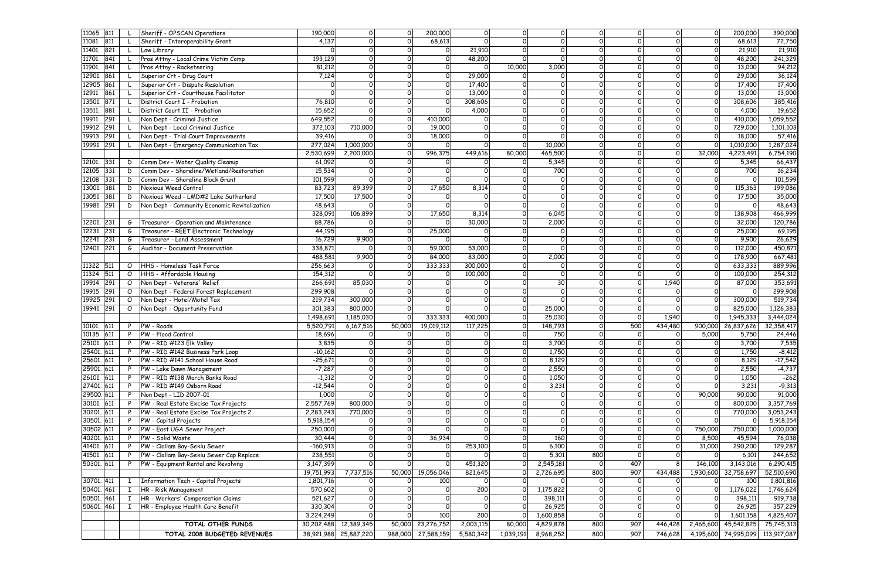| | | | | | | | | | | | | | | | | |
|---|---|---|---|---|---|---|---|---|---|---|---|---|---|---|---|---|
| 11065 | 811 | L | Sheriff - OPSCAN Operations | 190,000 | 0 | 0 | 200,000 | 0 | 0 | 0 | 0 | 0 | 0 | 0 | 200,000 | 390,000 |
| 11081 | 811 | L | Sheriff - Interoperability Grant | 4,137 | 0 | 0 | 68,613 | 0 | 0 | 0 | 0 | 0 | 0 | 0 | 68,613 | 72,750 |
| 11401. | 821 | L | Law Library | 0 | 0 | 0 | 0 | 21,910 | 0 | 0 | 0 | 0 | 0 | 0 | 21,910 | 21,910 |
| 11701. | 841 | L | Pros Attny - Local Crime Victim Comp | 193,129 | 0 | 0 | 0 | 48,200 | 0 | 0 | 0 | 0 | 0 | 0 | 48,200 | 241,329 |
| 11901. | 841 | L | Pros Attny - Racketeering | 81,212 | 0 | 0 | 0 | 0 | 10,000 | 3,000 | 0 | 0 | 0 | 0 | 13,000 | 94,212 |
| 12901. | 861 | L | Superior Crt - Drug Court | 7,124 | 0 | 0 | 0 | 29,000 | 0 | 0 | 0 | 0 | 0 | 0 | 29,000 | 36,124 |
| 12905 | 861 | L | Superior Crt - Dispute Resolution | 0 | 0 | 0 | 0 | 17,400 | 0 | 0 | 0 | 0 | 0 | 0 | 17,400 | 17,400 |
| 12911 | 861 | L | Superior Crt - Courthouse Facilitator | 0 | 0 | 0 | 0 | 13,000 | 0 | 0 | 0 | 0 | 0 | 0 | 13,000 | 13,000 |
| 13501. | 871 | L | District Court I - Probation | 76,810 | 0 | 0 | 0 | 308,606 | 0 | 0 | 0 | 0 | 0 | 0 | 308,606 | 385,416 |
| 13511. | 881 | L | District Court II - Probation | 15,652 | 0 | 0 | 0 | 4,000 | 0 | 0 | 0 | 0 | 0 | 0 | 4,000 | 19,652 |
| 19911 | 291 | L | Non Dept - Criminal Justice | 649,552 | 0 | 0 | 410,000 | 0 | 0 | 0 | 0 | 0 | 0 | 0 | 410,000 | 1,059,552 |
| 19912 | 291 | L | Non Dept - Local Criminal Justice | 372,103 | 710,000 | 0 | 19,000 | 0 | 0 | 0 | 0 | 0 | 0 | 0 | 729,000 | 1,101,103 |
| 19913 | 291 | L | Non Dept - Trial Court Improvements | 39,416 | 0 | 0 | 18,000 | 0 | 0 | 0 | 0 | 0 | 0 | 0 | 18,000 | 57,416 |
| 19991 | 291 | L | Non Dept - Emergency Communication Tax | 277,024 | 1,000,000 | 0 | 0 | 0 | 0 | 10,000 | 0 | 0 | 0 | 0 | 1,010,000 | 1,287,024 |
| | | | | 2,530,699 | 2,200,000 | 0 | 996,375 | 449,616 | 80,000 | 465,500 | 0 | 0 | 0 | 32,000 | 4,223,491 | 6,754,190 |
| 12101. | 331 | D | Comm Dev - Water Quality Cleanup | 61,092 | 0 | 0 | 0 | 0 | 0 | 5,345 | 0 | 0 | 0 | 0 | 5,345 | 66,437 |
| 12105 | 331 | D | Comm Dev - Shoreline/Wetland/Restoration | 15,534 | 0 | 0 | 0 | 0 | 0 | 700 | 0 | 0 | 0 | 0 | 700 | 16,234 |
| 12108 | 331 | D | Comm Dev - Shoreline Block Grant | 101,599 | 0 | 0 | 0 | 0 | 0 | 0 | 0 | 0 | 0 | 0 | 0 | 101,599 |
| 13001. | 381 | D | Noxious Weed Control | 83,723 | 89,399 | 0 | 17,650 | 8,314 | 0 | 0 | 0 | 0 | 0 | 0 | 115,363 | 199,086 |
| 13051 | 381 | D | Noxious Weed - LMD#2 Lake Sutherland | 17,500 | 17,500 | 0 | 0 | 0 | 0 | 0 | 0 | 0 | 0 | 0 | 17,500 | 35,000 |
| 19981 | 291 | D | Non Dept - Community Economic Revitalization | 48,643 | 0 | 0 | 0 | 0 | 0 | 0 | 0 | 0 | 0 | 0 | 0 | 48,643 |
| | | | | 328,091 | 106,899 | 0 | 17,650 | 8,314 | 0 | 6,045 | 0 | 0 | 0 | 0 | 138,908 | 466,999 |
| 12201. | 231 | G | Treasurer - Operation and Maintenance | 88,786 | 0 | 0 | 0 | 30,000 | 0 | 2,000 | 0 | 0 | 0 | 0 | 32,000 | 120,786 |
| 12231 | 231 | G | Treasurer - REET Electronic Technology | 44,195 | 0 | 0 | 25,000 | 0 | 0 | 0 | 0 | 0 | 0 | 0 | 25,000 | 69,195 |
| 12241 | 231 | G | Treasurer - Land Assessment | 16,729 | 9,900 | 0 | 0 | 0 | 0 | 0 | 0 | 0 | 0 | 0 | 9,900 | 26,629 |
| 12401 | 221 | G | Auditor - Document Preservation | 338,871 | 0 | 0 | 59,000 | 53,000 | 0 | 0 | 0 | 0 | 0 | 0 | 112,000 | 450,871 |
| | | | | 488,581 | 9,900 | 0 | 84,000 | 83,000 | 0 | 2,000 | 0 | 0 | 0 | 0 | 178,900 | 667,481 |
| 11322 | 511 | O | HHS - Homeless Task Force | 256,663 | 0 | 0 | 333,333 | 300,000 | 0 | 0 | 0 | 0 | 0 | 0 | 633,333 | 889,996 |
| 11324 | 511 | O | HHS - Affordable Housing | 154,312 | 0 | 0 | 0 | 100,000 | 0 | 0 | 0 | 0 | 0 | 0 | 100,000 | 254,312 |
| 19914 | 291 | O | Non Dept - Veterans' Relief | 266,691 | 85,030 | 0 | 0 | 0 | 0 | 30 | 0 | 0 | 1,940 | 0 | 87,000 | 353,691 |
| 19915 | 291 | O | Non Dept - Federal Forest Replacement | 299,908 | 0 | 0 | 0 | 0 | 0 | 0 | 0 | 0 | 0 | 0 | 0 | 299,908 |
| 19925 | 291 | O | Non Dept - Hotel/Motel Tax | 219,734 | 300,000 | 0 | 0 | 0 | 0 | 0 | 0 | 0 | 0 | 0 | 300,000 | 519,734 |
| 19941 | 291 | O | Non Dept - Opportunity Fund | 301,383 | 800,000 | 0 | 0 | 0 | 0 | 25,000 | 0 | 0 | 0 | 0 | 825,000 | 1,126,383 |
| | | | | 1,498,691 | 1,185,030 | 0 | 333,333 | 400,000 | 0 | 25,030 | 0 | 0 | 1,940 | 0 | 1,945,333 | 3,444,024 |
| 10101. | 611 | P | PW - Roads | 5,520,791 | 6,167,516 | 50,000 | 19,019,112 | 117,225 | 0 | 148,793 | 0 | 500 | 434,480 | 900,000 | 26,837,626 | 32,358,417 |
| 10135 | 611 | P | PW - Flood Control | 18,696 | 0 | 0 | 0 | 0 | 0 | 750 | 0 | 0 | 0 | 5,000 | 5,750 | 24,446 |
| 25101. | 611 | P | PW - RID #123 Elk Valley | 3,835 | 0 | 0 | 0 | 0 | 0 | 3,700 | 0 | 0 | 0 | 0 | 3,700 | 7,535 |
| 25401. | 611 | P | PW - RID #142 Business Park Loop | -10,162 | 0 | 0 | 0 | 0 | 0 | 1,750 | 0 | 0 | 0 | 0 | 1,750 | -8,412 |
| 25601. | 611 | P | PW - RID #141 School House Road | -25,671 | 0 | 0 | 0 | 0 | 0 | 8,129 | 0 | 0 | 0 | 0 | 8,129 | -17,542 |
| 25901. | 611 | P | PW - Lake Dawn Management | -7,287 | 0 | 0 | 0 | 0 | 0 | 2,550 | 0 | 0 | 0 | 0 | 2,550 | -4,737 |
| 26101. | 611 | P | PW - RID #138 March Banks Road | -1,312 | 0 | 0 | 0 | 0 | 0 | 1,050 | 0 | 0 | 0 | 0 | 1,050 | -262 |
| 27401. | 611 | P | PW - RID #149 Osborn Road | -12,544 | 0 | 0 | 0 | 0 | 0 | 3,231 | 0 | 0 | 0 | 0 | 3,231 | -9,313 |
| 29500. | 611 | P | Non Dept - LID 2007-01 | 1,000 | 0 | 0 | 0 | 0 | 0 | 0 | 0 | 0 | 0 | 90,000 | 90,000 | 91,000 |
| 30101. | 611 | P | PW - Real Estate Excise Tax Projects | 2,557,769 | 800,000 | 0 | 0 | 0 | 0 | 0 | 0 | 0 | 0 | 0 | 800,000 | 3,357,769 |
| 30201. | 611 | P | PW - Real Estate Excise Tax Projects 2 | 2,283,243 | 770,000 | 0 | 0 | 0 | 0 | 0 | 0 | 0 | 0 | 0 | 770,000 | 3,053,243 |
| 30501. | 611 | P | PW - Capital Projects | 5,918,154 | 0 | 0 | 0 | 0 | 0 | 0 | 0 | 0 | 0 | 0 | 0 | 5,918,154 |
| 30502. | 611 | P | PW - East UGA Sewer Project | 250,000 | 0 | 0 | 0 | 0 | 0 | 0 | 0 | 0 | 0 | 750,000 | 750,000 | 1,000,000 |
| 40201. | 611 | P | PW - Solid Waste | 30,444 | 0 | 0 | 36,934 | 0 | 0 | 160 | 0 | 0 | 0 | 8,500 | 45,594 | 76,038 |
| 41401. | 611 | P | PW - Clallam Bay-Sekiu Sewer | -160,913 | 0 | 0 | 0 | 253,100 | 0 | 6,100 | 0 | 0 | 0 | 31,000 | 290,200 | 129,287 |
| 41501. | 611 | P | PW - Clallam Bay-Sekiu Sewer Cap Replace | 238,551 | 0 | 0 | 0 | 0 | 0 | 5,301 | 800 | 0 | 0 | 0 | 6,101 | 244,652 |
| 50301. | 611 | P | PW - Equipment Rental and Revolving | 3,147,399 | 0 | 0 | 0 | 451,320 | 0 | 2,545,181 | 0 | 407 | 8 | 146,100 | 3,143,016 | 6,290,415 |
| | | | | 19,751,993 | 7,737,516 | 50,000 | 19,056,046 | 821,645 | 0 | 2,726,695 | 800 | 907 | 434,488 | 1,930,600 | 32,758,697 | 52,510,690 |
| 30701. | 411 | I | Information Tech - Capital Projects | 1,801,716 | 0 | 0 | 100 | 0 | 0 | 0 | 0 | 0 | 0 | 0 | 100 | 1,801,816 |
| 50401. | 461 | I | HR - Risk Management | 570,602 | 0 | 0 | 0 | 200 | 0 | 1,175,822 | 0 | 0 | 0 | 0 | 1,176,022 | 1,746,624 |
| 50501. | 461 | I | HR - Workers' Compensation Claims | 521,627 | 0 | 0 | 0 | 0 | 0 | 398,111 | 0 | 0 | 0 | 0 | 398,111 | 919,738 |
| 50601. | 461 | I | HR - Employee Health Care Benefit | 330,304 | 0 | 0 | 0 | 0 | 0 | 26,925 | 0 | 0 | 0 | 0 | 26,925 | 357,229 |
| | | | | 3,224,249 | 0 | 0 | 100 | 200 | 0 | 1,600,858 | 0 | 0 | 0 | 0 | 1,601,158 | 4,825,407 |
| | | | TOTAL OTHER FUNDS | 30,202,488 | 12,389,345 | 50,000 | 23,276,752 | 2,003,115 | 80,000 | 4,829,878 | 800 | 907 | 446,428 | 2,465,600 | 45,542,825 | 75,745,313 |
| | | | TOTAL 2008 BUDGETED REVENUES | 38,921,988 | 25,887,220 | 988,000 | 27,588,159 | 5,580,342 | 1,039,191 | 8,968,252 | 800 | 907 | 746,628 | 4,195,600 | 74,995,099 | 113,917,087 |